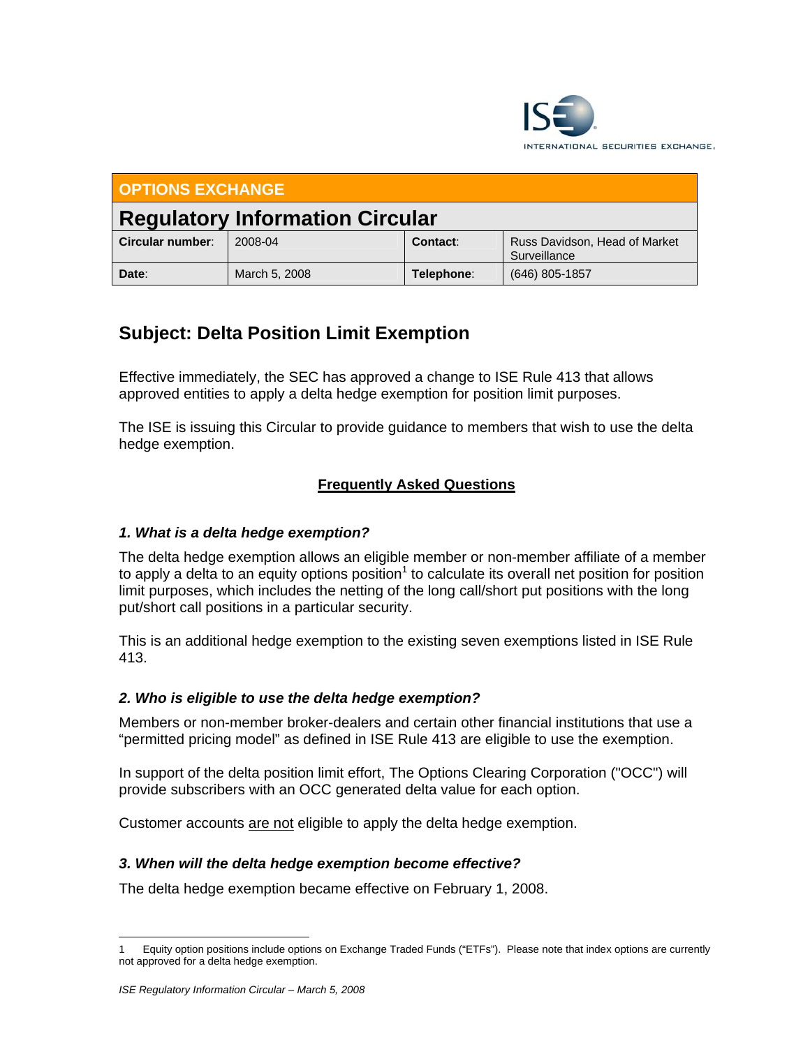INTERNATIONAL SECURITIES EXCHANGE.

| OPTIONS EXCHANGE | | | |
|---|---|---|---|
| **Regulatory Information Circular** | | | |
| **Circular number**: | 2008-04 | **Contact**: | Russ Davidson, Head of Market Surveillance |
| **Date**: | March 5, 2008 | **Telephone**: | (646) 805-1857 |

## Subject: Delta Position Limit Exemption

Effective immediately, the SEC has approved a change to ISE Rule 413 that allows approved entities to apply a delta hedge exemption for position limit purposes.

The ISE is issuing this Circular to provide guidance to members that wish to use the delta hedge exemption.

### Frequently Asked Questions

#### *1. What is a delta hedge exemption?*

The delta hedge exemption allows an eligible member or non-member affiliate of a member to apply a delta to an equity options position[1] to calculate its overall net position for position limit purposes, which includes the netting of the long call/short put positions with the long put/short call positions in a particular security.

This is an additional hedge exemption to the existing seven exemptions listed in ISE Rule 413.

#### *2. Who is eligible to use the delta hedge exemption?*

Members or non-member broker-dealers and certain other financial institutions that use a "permitted pricing model" as defined in ISE Rule 413 are eligible to use the exemption.

In support of the delta position limit effort, The Options Clearing Corporation ("OCC") will provide subscribers with an OCC generated delta value for each option.

Customer accounts are not eligible to apply the delta hedge exemption.

#### *3. When will the delta hedge exemption become effective?*

The delta hedge exemption became effective on February 1, 2008.

---

1 Equity option positions include options on Exchange Traded Funds ("ETFs"). Please note that index options are currently not approved for a delta hedge exemption.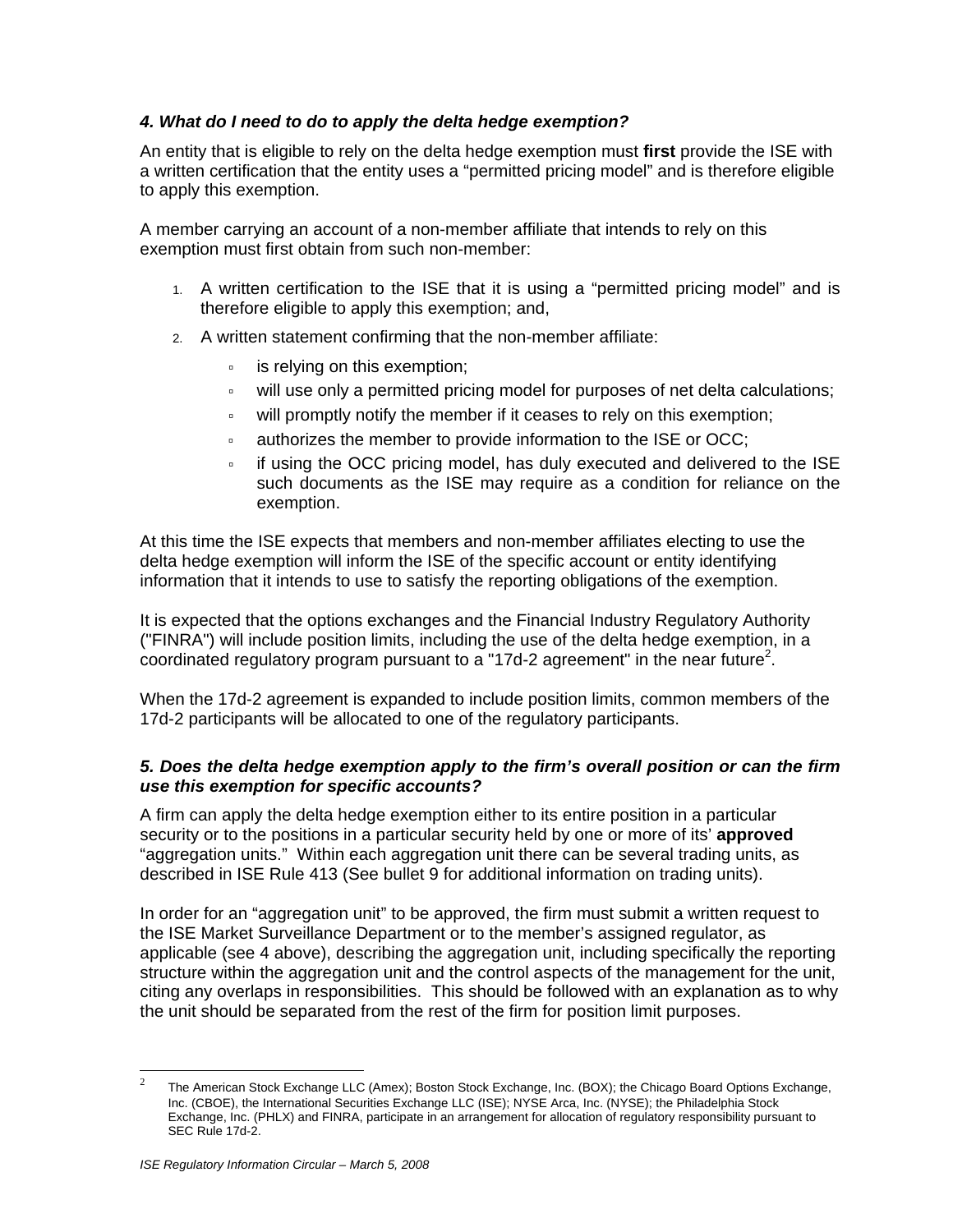### *4. What do I need to do to apply the delta hedge exemption?*

An entity that is eligible to rely on the delta hedge exemption must **first** provide the ISE with a written certification that the entity uses a "permitted pricing model" and is therefore eligible to apply this exemption.

A member carrying an account of a non-member affiliate that intends to rely on this exemption must first obtain from such non-member:

1. A written certification to the ISE that it is using a "permitted pricing model" and is therefore eligible to apply this exemption; and,
2. A written statement confirming that the non-member affiliate:
   - is relying on this exemption;
   - will use only a permitted pricing model for purposes of net delta calculations;
   - will promptly notify the member if it ceases to rely on this exemption;
   - authorizes the member to provide information to the ISE or OCC;
   - if using the OCC pricing model, has duly executed and delivered to the ISE such documents as the ISE may require as a condition for reliance on the exemption.

At this time the ISE expects that members and non-member affiliates electing to use the delta hedge exemption will inform the ISE of the specific account or entity identifying information that it intends to use to satisfy the reporting obligations of the exemption.

It is expected that the options exchanges and the Financial Industry Regulatory Authority ("FINRA") will include position limits, including the use of the delta hedge exemption, in a coordinated regulatory program pursuant to a "17d-2 agreement" in the near future[2].

When the 17d-2 agreement is expanded to include position limits, common members of the 17d-2 participants will be allocated to one of the regulatory participants.

### *5. Does the delta hedge exemption apply to the firm's overall position or can the firm use this exemption for specific accounts?*

A firm can apply the delta hedge exemption either to its entire position in a particular security or to the positions in a particular security held by one or more of its' **approved** "aggregation units." Within each aggregation unit there can be several trading units, as described in ISE Rule 413 (See bullet 9 for additional information on trading units).

In order for an "aggregation unit" to be approved, the firm must submit a written request to the ISE Market Surveillance Department or to the member's assigned regulator, as applicable (see 4 above), describing the aggregation unit, including specifically the reporting structure within the aggregation unit and the control aspects of the management for the unit, citing any overlaps in responsibilities. This should be followed with an explanation as to why the unit should be separated from the rest of the firm for position limit purposes.

---

[2] The American Stock Exchange LLC (Amex); Boston Stock Exchange, Inc. (BOX); the Chicago Board Options Exchange, Inc. (CBOE), the International Securities Exchange LLC (ISE); NYSE Arca, Inc. (NYSE); the Philadelphia Stock Exchange, Inc. (PHLX) and FINRA, participate in an arrangement for allocation of regulatory responsibility pursuant to SEC Rule 17d-2.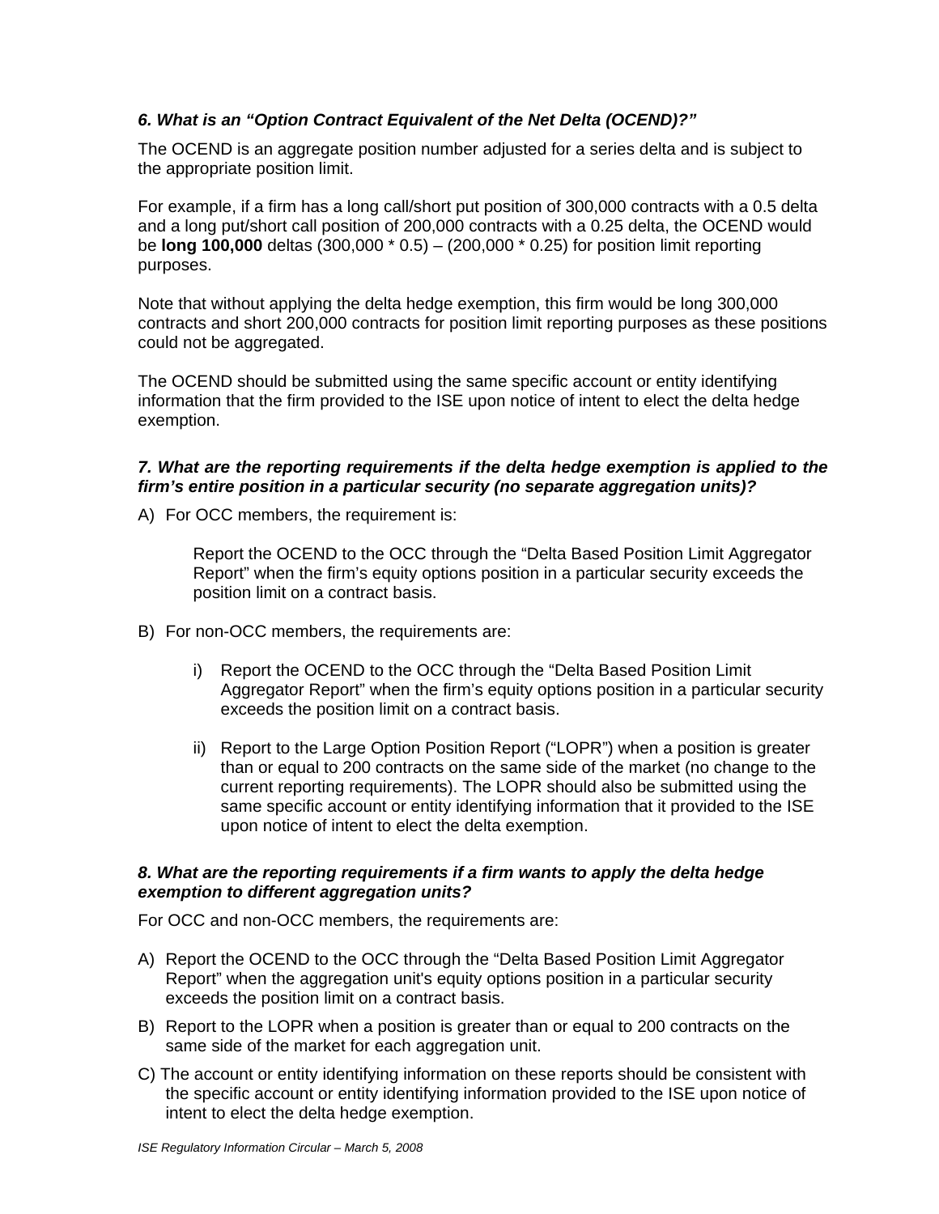### *6. What is an “Option Contract Equivalent of the Net Delta (OCEND)?”*

The OCEND is an aggregate position number adjusted for a series delta and is subject to the appropriate position limit.

For example, if a firm has a long call/short put position of 300,000 contracts with a 0.5 delta and a long put/short call position of 200,000 contracts with a 0.25 delta, the OCEND would be **long 100,000** deltas (300,000 * 0.5) – (200,000 * 0.25) for position limit reporting purposes.

Note that without applying the delta hedge exemption, this firm would be long 300,000 contracts and short 200,000 contracts for position limit reporting purposes as these positions could not be aggregated.

The OCEND should be submitted using the same specific account or entity identifying information that the firm provided to the ISE upon notice of intent to elect the delta hedge exemption.

### *7. What are the reporting requirements if the delta hedge exemption is applied to the firm’s entire position in a particular security (no separate aggregation units)?*

A) For OCC members, the requirement is:

> Report the OCEND to the OCC through the “Delta Based Position Limit Aggregator Report” when the firm’s equity options position in a particular security exceeds the position limit on a contract basis.

B) For non-OCC members, the requirements are:

> i) Report the OCEND to the OCC through the “Delta Based Position Limit Aggregator Report” when the firm’s equity options position in a particular security exceeds the position limit on a contract basis.
>
> ii) Report to the Large Option Position Report (“LOPR”) when a position is greater than or equal to 200 contracts on the same side of the market (no change to the current reporting requirements). The LOPR should also be submitted using the same specific account or entity identifying information that it provided to the ISE upon notice of intent to elect the delta exemption.

### *8. What are the reporting requirements if a firm wants to apply the delta hedge exemption to different aggregation units?*

For OCC and non-OCC members, the requirements are:

A) Report the OCEND to the OCC through the “Delta Based Position Limit Aggregator Report” when the aggregation unit's equity options position in a particular security exceeds the position limit on a contract basis.

B) Report to the LOPR when a position is greater than or equal to 200 contracts on the same side of the market for each aggregation unit.

C) The account or entity identifying information on these reports should be consistent with the specific account or entity identifying information provided to the ISE upon notice of intent to elect the delta hedge exemption.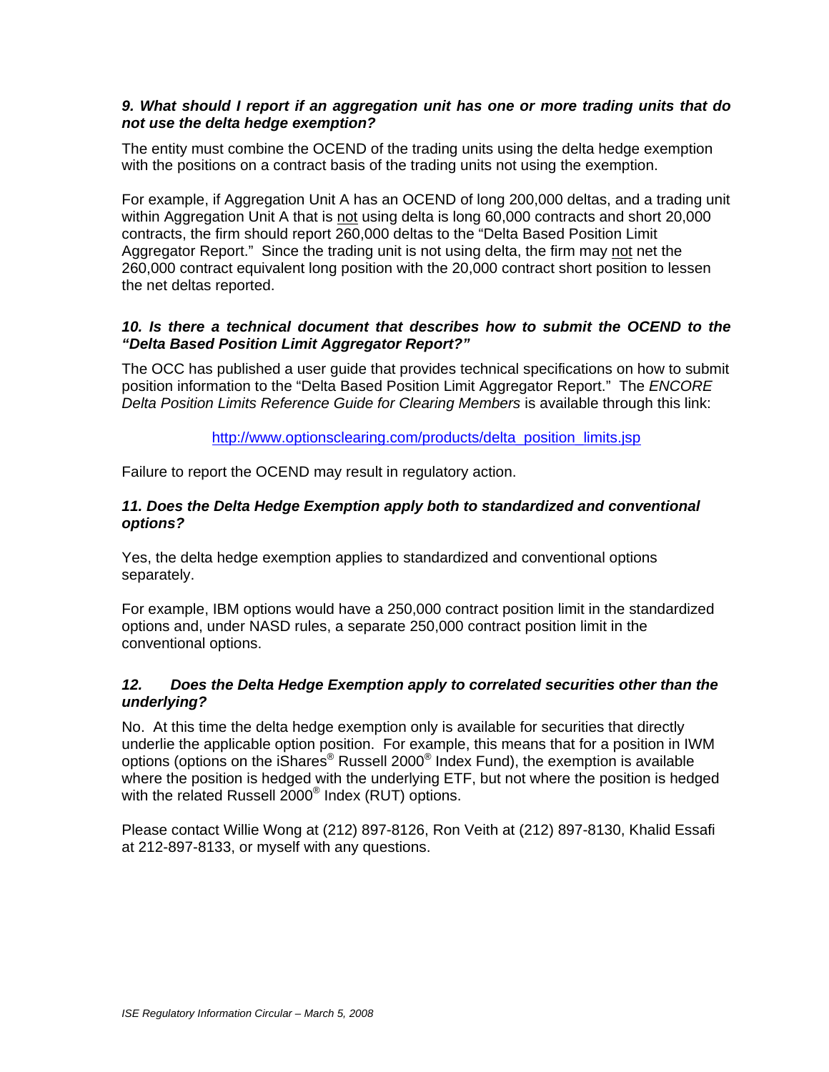### *9. What should I report if an aggregation unit has one or more trading units that do not use the delta hedge exemption?*

The entity must combine the OCEND of the trading units using the delta hedge exemption with the positions on a contract basis of the trading units not using the exemption.

For example, if Aggregation Unit A has an OCEND of long 200,000 deltas, and a trading unit within Aggregation Unit A that is <u>not</u> using delta is long 60,000 contracts and short 20,000 contracts, the firm should report 260,000 deltas to the "Delta Based Position Limit Aggregator Report." Since the trading unit is not using delta, the firm may <u>not</u> net the 260,000 contract equivalent long position with the 20,000 contract short position to lessen the net deltas reported.

### *10. Is there a technical document that describes how to submit the OCEND to the "Delta Based Position Limit Aggregator Report?"*

The OCC has published a user guide that provides technical specifications on how to submit position information to the "Delta Based Position Limit Aggregator Report." The *ENCORE Delta Position Limits Reference Guide for Clearing Members* is available through this link:

http://www.optionsclearing.com/products/delta_position_limits.jsp

Failure to report the OCEND may result in regulatory action.

### *11. Does the Delta Hedge Exemption apply both to standardized and conventional options?*

Yes, the delta hedge exemption applies to standardized and conventional options separately.

For example, IBM options would have a 250,000 contract position limit in the standardized options and, under NASD rules, a separate 250,000 contract position limit in the conventional options.

### *12. Does the Delta Hedge Exemption apply to correlated securities other than the underlying?*

No. At this time the delta hedge exemption only is available for securities that directly underlie the applicable option position. For example, this means that for a position in IWM options (options on the iShares® Russell 2000® Index Fund), the exemption is available where the position is hedged with the underlying ETF, but not where the position is hedged with the related Russell 2000® Index (RUT) options.

Please contact Willie Wong at (212) 897-8126, Ron Veith at (212) 897-8130, Khalid Essafi at 212-897-8133, or myself with any questions.